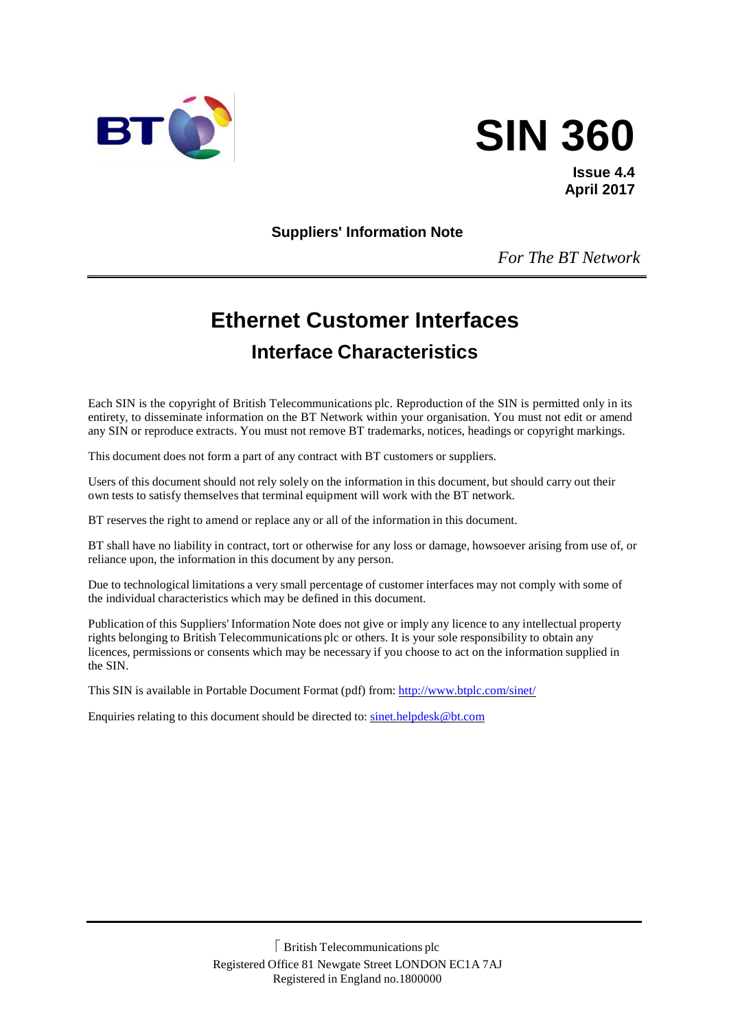BT

# SIN 360

**Issue 4.4**
**April 2017**

**Suppliers' Information Note**

*For The BT Network*

---

# Ethernet Customer Interfaces

## Interface Characteristics

Each SIN is the copyright of British Telecommunications plc. Reproduction of the SIN is permitted only in its entirety, to disseminate information on the BT Network within your organisation. You must not edit or amend any SIN or reproduce extracts. You must not remove BT trademarks, notices, headings or copyright markings.

This document does not form a part of any contract with BT customers or suppliers.

Users of this document should not rely solely on the information in this document, but should carry out their own tests to satisfy themselves that terminal equipment will work with the BT network.

BT reserves the right to amend or replace any or all of the information in this document.

BT shall have no liability in contract, tort or otherwise for any loss or damage, howsoever arising from use of, or reliance upon, the information in this document by any person.

Due to technological limitations a very small percentage of customer interfaces may not comply with some of the individual characteristics which may be defined in this document.

Publication of this Suppliers' Information Note does not give or imply any licence to any intellectual property rights belonging to British Telecommunications plc or others. It is your sole responsibility to obtain any licences, permissions or consents which may be necessary if you choose to act on the information supplied in the SIN.

This SIN is available in Portable Document Format (pdf) from: http://www.btplc.com/sinet/

Enquiries relating to this document should be directed to: sinet.helpdesk@bt.com

---

© British Telecommunications plc
Registered Office 81 Newgate Street LONDON EC1A 7AJ
Registered in England no.1800000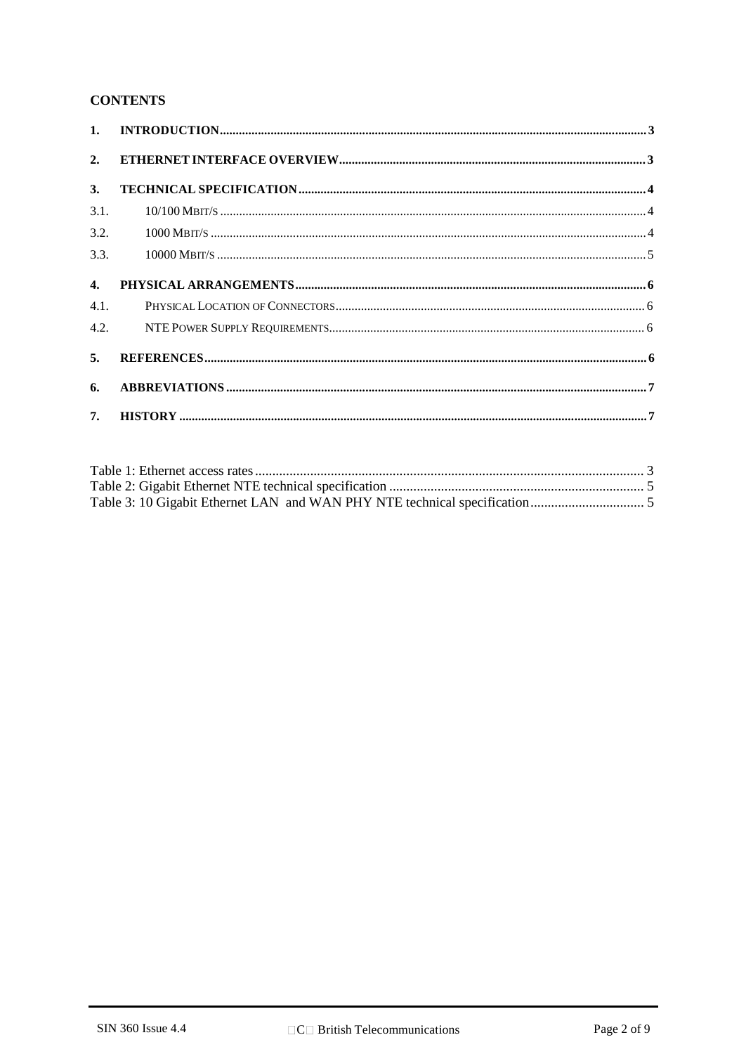**CONTENTS**

1. **INTRODUCTION** ..... 3
2. **ETHERNET INTERFACE OVERVIEW** ..... 3
3. **TECHNICAL SPECIFICATION** ..... 4
   - 3.1. 10/100 MBIT/S ..... 4
   - 3.2. 1000 MBIT/S ..... 4
   - 3.3. 10000 MBIT/S ..... 5
4. **PHYSICAL ARRANGEMENTS** ..... 6
   - 4.1. PHYSICAL LOCATION OF CONNECTORS ..... 6
   - 4.2. NTE POWER SUPPLY REQUIREMENTS ..... 6
5. **REFERENCES** ..... 6
6. **ABBREVIATIONS** ..... 7
7. **HISTORY** ..... 7

Table 1: Ethernet access rates ..... 3
Table 2: Gigabit Ethernet NTE technical specification ..... 5
Table 3: 10 Gigabit Ethernet LAN and WAN PHY NTE technical specification ..... 5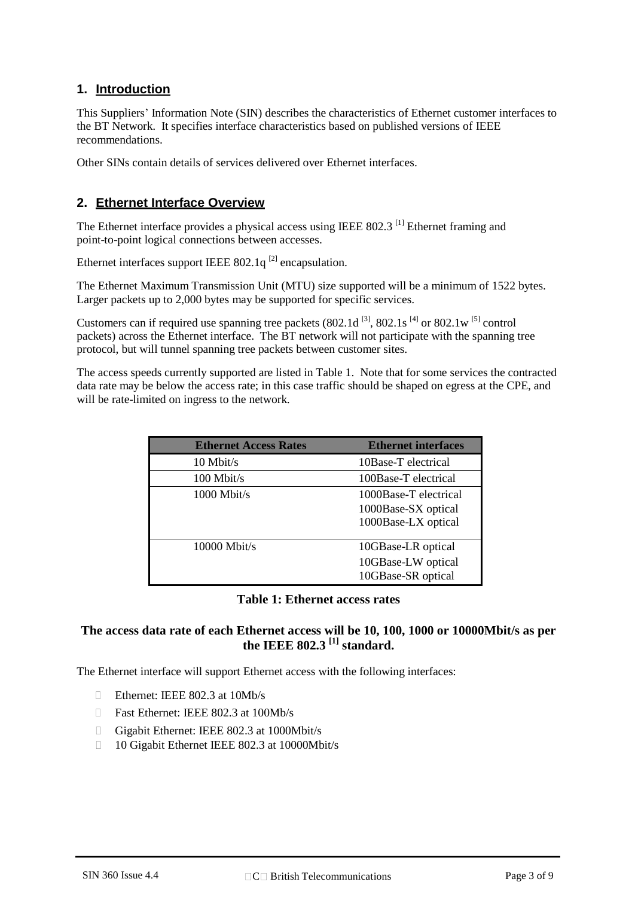## 1. Introduction

This Suppliers' Information Note (SIN) describes the characteristics of Ethernet customer interfaces to the BT Network. It specifies interface characteristics based on published versions of IEEE recommendations.

Other SINs contain details of services delivered over Ethernet interfaces.

## 2. Ethernet Interface Overview

The Ethernet interface provides a physical access using IEEE 802.3 [1] Ethernet framing and point-to-point logical connections between accesses.

Ethernet interfaces support IEEE 802.1q [2] encapsulation.

The Ethernet Maximum Transmission Unit (MTU) size supported will be a minimum of 1522 bytes. Larger packets up to 2,000 bytes may be supported for specific services.

Customers can if required use spanning tree packets (802.1d [3], 802.1s [4] or 802.1w [5] control packets) across the Ethernet interface. The BT network will not participate with the spanning tree protocol, but will tunnel spanning tree packets between customer sites.

The access speeds currently supported are listed in Table 1. Note that for some services the contracted data rate may be below the access rate; in this case traffic should be shaped on egress at the CPE, and will be rate-limited on ingress to the network.

| Ethernet Access Rates | Ethernet interfaces |
|---|---|
| 10 Mbit/s | 10Base-T electrical |
| 100 Mbit/s | 100Base-T electrical |
| 1000 Mbit/s | 1000Base-T electrical<br>1000Base-SX optical<br>1000Base-LX optical |
| 10000 Mbit/s | 10GBase-LR optical<br>10GBase-LW optical<br>10GBase-SR optical |

**Table 1: Ethernet access rates**

**The access data rate of each Ethernet access will be 10, 100, 1000 or 10000Mbit/s as per the IEEE 802.3 [1] standard.**

The Ethernet interface will support Ethernet access with the following interfaces:

- Ethernet: IEEE 802.3 at 10Mb/s
- Fast Ethernet: IEEE 802.3 at 100Mb/s
- Gigabit Ethernet: IEEE 802.3 at 1000Mbit/s
- 10 Gigabit Ethernet IEEE 802.3 at 10000Mbit/s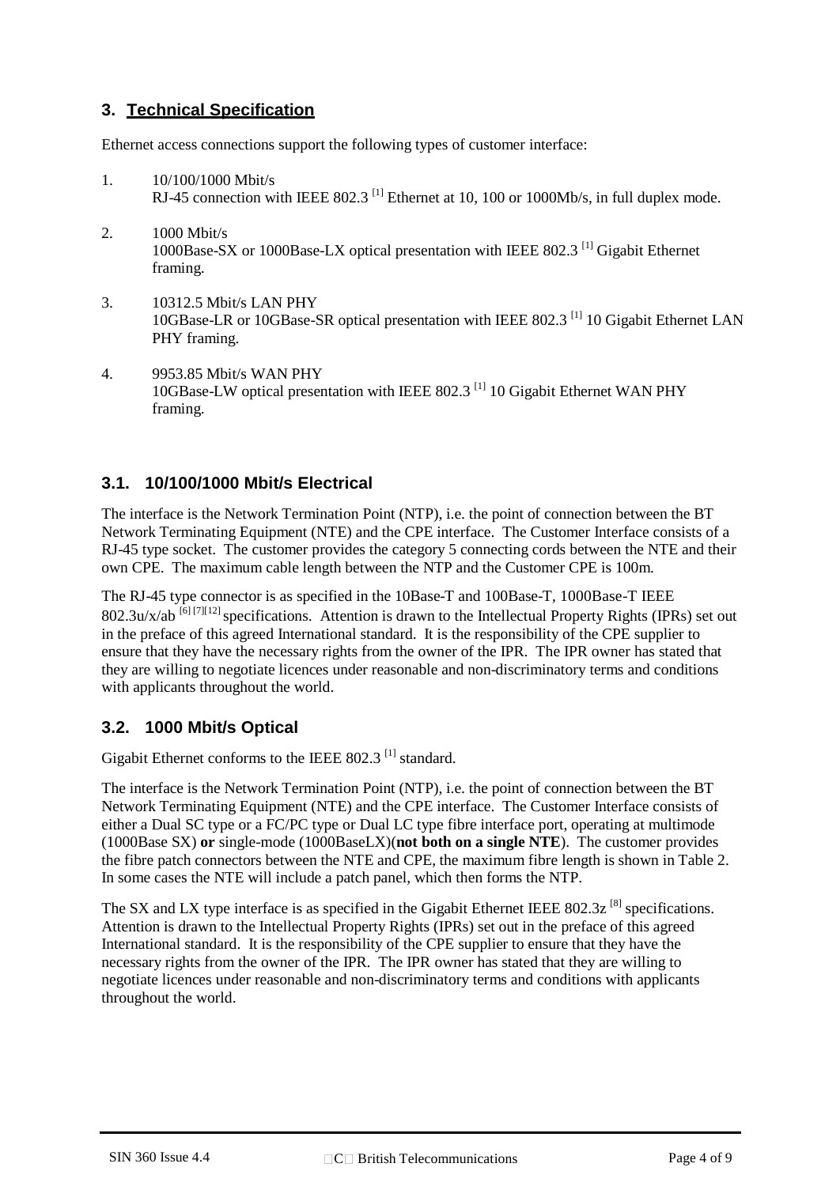## 3. Technical Specification

Ethernet access connections support the following types of customer interface:

1. 10/100/1000 Mbit/s
   RJ-45 connection with IEEE 802.3 [1] Ethernet at 10, 100 or 1000Mb/s, in full duplex mode.

2. 1000 Mbit/s
   1000Base-SX or 1000Base-LX optical presentation with IEEE 802.3 [1] Gigabit Ethernet framing.

3. 10312.5 Mbit/s LAN PHY
   10GBase-LR or 10GBase-SR optical presentation with IEEE 802.3 [1] 10 Gigabit Ethernet LAN PHY framing.

4. 9953.85 Mbit/s WAN PHY
   10GBase-LW optical presentation with IEEE 802.3 [1] 10 Gigabit Ethernet WAN PHY framing.

### 3.1. 10/100/1000 Mbit/s Electrical

The interface is the Network Termination Point (NTP), i.e. the point of connection between the BT Network Terminating Equipment (NTE) and the CPE interface. The Customer Interface consists of a RJ-45 type socket. The customer provides the category 5 connecting cords between the NTE and their own CPE. The maximum cable length between the NTP and the Customer CPE is 100m.

The RJ-45 type connector is as specified in the 10Base-T and 100Base-T, 1000Base-T IEEE 802.3u/x/ab [6] [7][12] specifications. Attention is drawn to the Intellectual Property Rights (IPRs) set out in the preface of this agreed International standard. It is the responsibility of the CPE supplier to ensure that they have the necessary rights from the owner of the IPR. The IPR owner has stated that they are willing to negotiate licences under reasonable and non-discriminatory terms and conditions with applicants throughout the world.

### 3.2. 1000 Mbit/s Optical

Gigabit Ethernet conforms to the IEEE 802.3 [1] standard.

The interface is the Network Termination Point (NTP), i.e. the point of connection between the BT Network Terminating Equipment (NTE) and the CPE interface. The Customer Interface consists of either a Dual SC type or a FC/PC type or Dual LC type fibre interface port, operating at multimode (1000Base SX) **or** single-mode (1000BaseLX)(**not both on a single NTE**). The customer provides the fibre patch connectors between the NTE and CPE, the maximum fibre length is shown in Table 2. In some cases the NTE will include a patch panel, which then forms the NTP.

The SX and LX type interface is as specified in the Gigabit Ethernet IEEE 802.3z [8] specifications. Attention is drawn to the Intellectual Property Rights (IPRs) set out in the preface of this agreed International standard. It is the responsibility of the CPE supplier to ensure that they have the necessary rights from the owner of the IPR. The IPR owner has stated that they are willing to negotiate licences under reasonable and non-discriminatory terms and conditions with applicants throughout the world.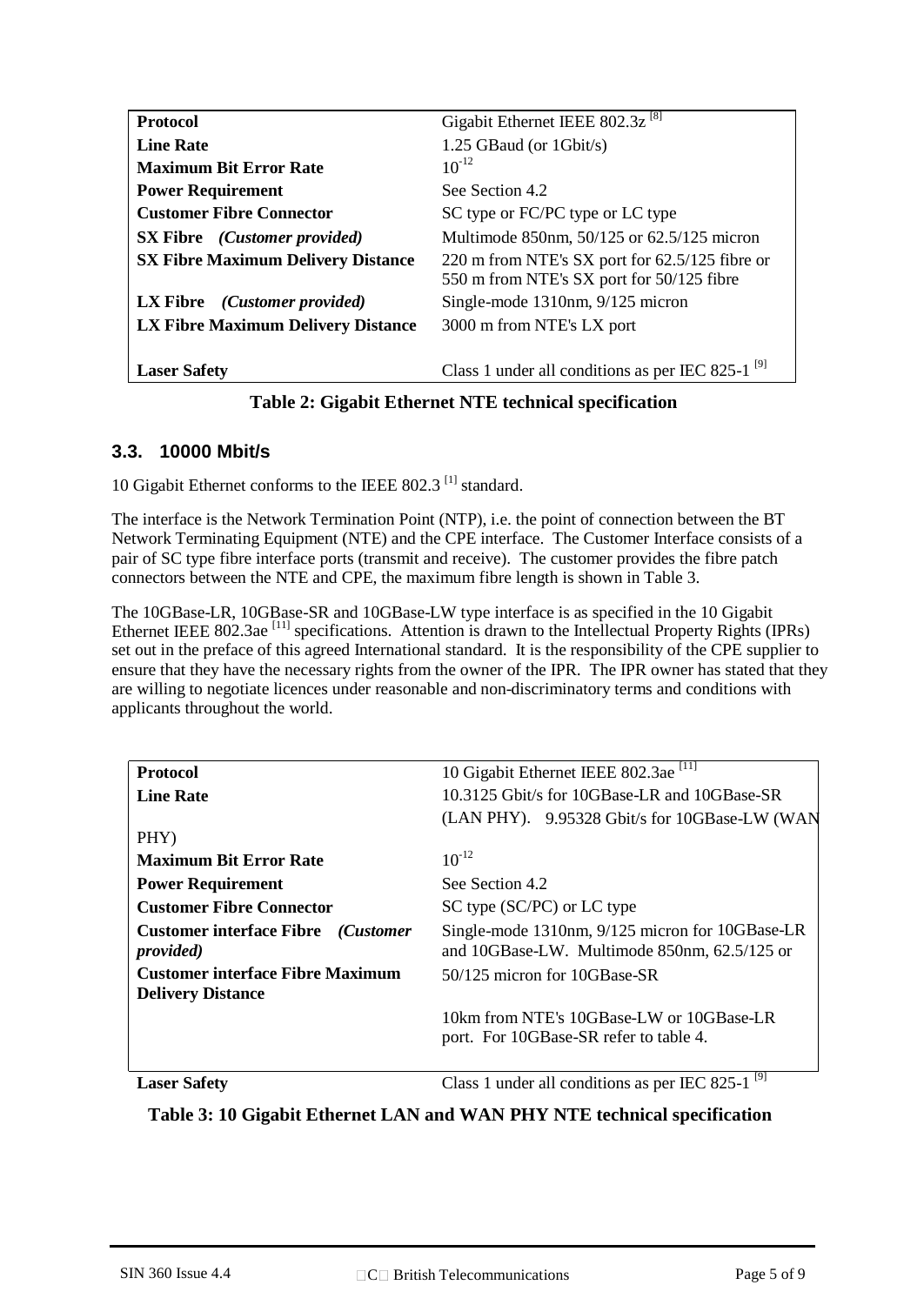| Protocol | Gigabit Ethernet IEEE 802.3z [8] |
|---|---|
| **Line Rate** | 1.25 GBaud (or 1Gbit/s) |
| **Maximum Bit Error Rate** | $10^{-12}$ |
| **Power Requirement** | See Section 4.2 |
| **Customer Fibre Connector** | SC type or FC/PC type or LC type |
| **SX Fibre** *(Customer provided)* | Multimode 850nm, 50/125 or 62.5/125 micron |
| **SX Fibre Maximum Delivery Distance** | 220 m from NTE's SX port for 62.5/125 fibre or 550 m from NTE's SX port for 50/125 fibre |
| **LX Fibre** *(Customer provided)* | Single-mode 1310nm, 9/125 micron |
| **LX Fibre Maximum Delivery Distance** | 3000 m from NTE's LX port |
| **Laser Safety** | Class 1 under all conditions as per IEC 825-1 [9] |

**Table 2: Gigabit Ethernet NTE technical specification**

### 3.3. 10000 Mbit/s

10 Gigabit Ethernet conforms to the IEEE 802.3 [1] standard.

The interface is the Network Termination Point (NTP), i.e. the point of connection between the BT Network Terminating Equipment (NTE) and the CPE interface. The Customer Interface consists of a pair of SC type fibre interface ports (transmit and receive). The customer provides the fibre patch connectors between the NTE and CPE, the maximum fibre length is shown in Table 3.

The 10GBase-LR, 10GBase-SR and 10GBase-LW type interface is as specified in the 10 Gigabit Ethernet IEEE 802.3ae [11] specifications. Attention is drawn to the Intellectual Property Rights (IPRs) set out in the preface of this agreed International standard. It is the responsibility of the CPE supplier to ensure that they have the necessary rights from the owner of the IPR. The IPR owner has stated that they are willing to negotiate licences under reasonable and non-discriminatory terms and conditions with applicants throughout the world.

| Protocol | 10 Gigabit Ethernet IEEE 802.3ae [11] |
|---|---|
| **Line Rate** | 10.3125 Gbit/s for 10GBase-LR and 10GBase-SR (LAN PHY). 9.95328 Gbit/s for 10GBase-LW (WAN PHY) |
| **Maximum Bit Error Rate** | $10^{-12}$ |
| **Power Requirement** | See Section 4.2 |
| **Customer Fibre Connector** | SC type (SC/PC) or LC type |
| **Customer interface Fibre** *(Customer provided)* | Single-mode 1310nm, 9/125 micron for 10GBase-LR and 10GBase-LW. Multimode 850nm, 62.5/125 or 50/125 micron for 10GBase-SR |
| **Customer interface Fibre Maximum Delivery Distance** | 10km from NTE's 10GBase-LW or 10GBase-LR port. For 10GBase-SR refer to table 4. |
| **Laser Safety** | Class 1 under all conditions as per IEC 825-1 [9] |

**Table 3: 10 Gigabit Ethernet LAN and WAN PHY NTE technical specification**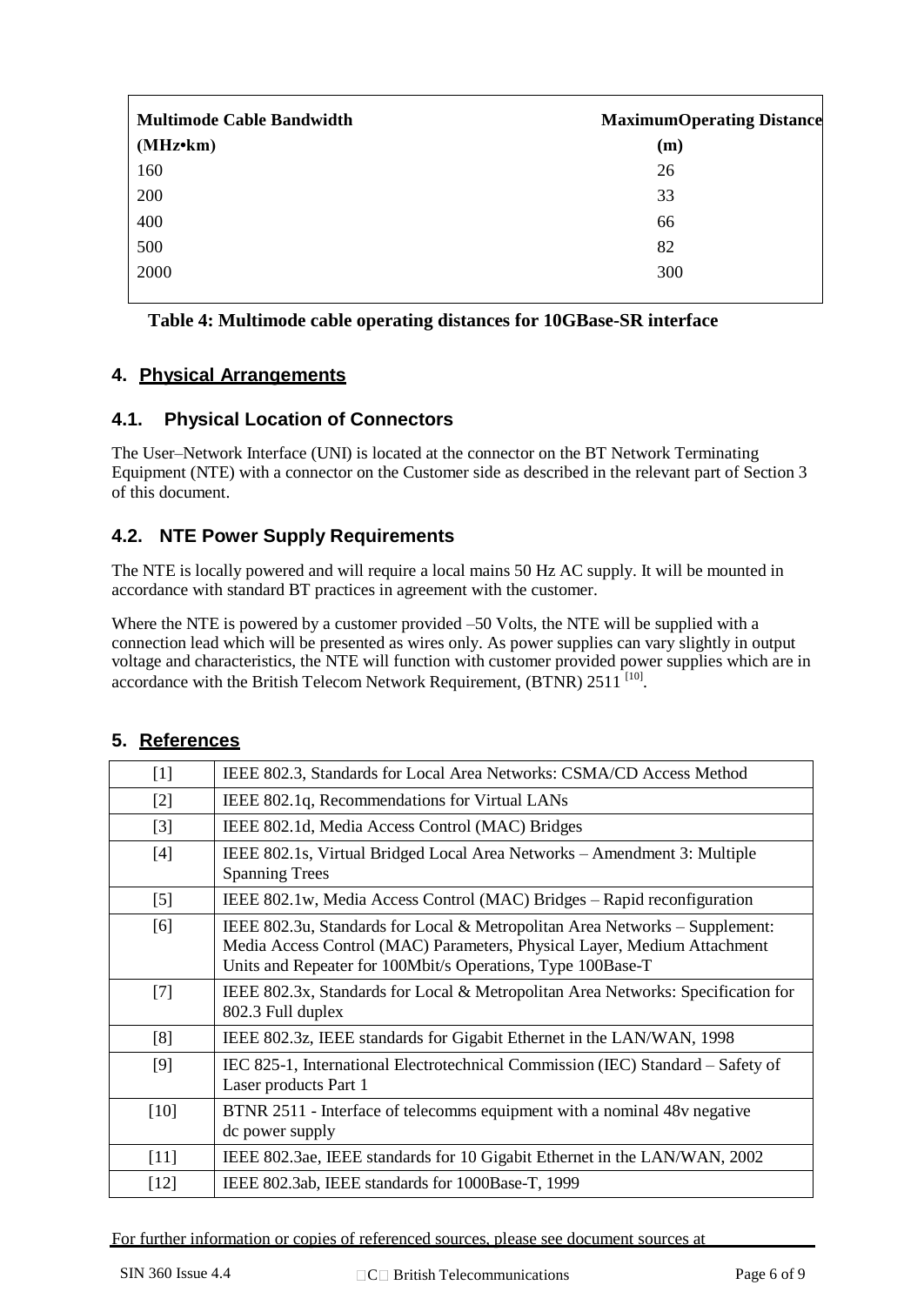| Multimode Cable Bandwidth (MHz•km) | MaximumOperating Distance (m) |
| --- | --- |
| 160 | 26 |
| 200 | 33 |
| 400 | 66 |
| 500 | 82 |
| 2000 | 300 |

**Table 4: Multimode cable operating distances for 10GBase-SR interface**

## 4. Physical Arrangements

### 4.1. Physical Location of Connectors

The User–Network Interface (UNI) is located at the connector on the BT Network Terminating Equipment (NTE) with a connector on the Customer side as described in the relevant part of Section 3 of this document.

### 4.2. NTE Power Supply Requirements

The NTE is locally powered and will require a local mains 50 Hz AC supply. It will be mounted in accordance with standard BT practices in agreement with the customer.

Where the NTE is powered by a customer provided –50 Volts, the NTE will be supplied with a connection lead which will be presented as wires only. As power supplies can vary slightly in output voltage and characteristics, the NTE will function with customer provided power supplies which are in accordance with the British Telecom Network Requirement, (BTNR) 2511 [10].

## 5. References

| | |
| --- | --- |
| [1] | IEEE 802.3, Standards for Local Area Networks: CSMA/CD Access Method |
| [2] | IEEE 802.1q, Recommendations for Virtual LANs |
| [3] | IEEE 802.1d, Media Access Control (MAC) Bridges |
| [4] | IEEE 802.1s, Virtual Bridged Local Area Networks – Amendment 3: Multiple Spanning Trees |
| [5] | IEEE 802.1w, Media Access Control (MAC) Bridges – Rapid reconfiguration |
| [6] | IEEE 802.3u, Standards for Local & Metropolitan Area Networks – Supplement: Media Access Control (MAC) Parameters, Physical Layer, Medium Attachment Units and Repeater for 100Mbit/s Operations, Type 100Base-T |
| [7] | IEEE 802.3x, Standards for Local & Metropolitan Area Networks: Specification for 802.3 Full duplex |
| [8] | IEEE 802.3z, IEEE standards for Gigabit Ethernet in the LAN/WAN, 1998 |
| [9] | IEC 825-1, International Electrotechnical Commission (IEC) Standard – Safety of Laser products Part 1 |
| [10] | BTNR 2511 - Interface of telecomms equipment with a nominal 48v negative dc power supply |
| [11] | IEEE 802.3ae, IEEE standards for 10 Gigabit Ethernet in the LAN/WAN, 2002 |
| [12] | IEEE 802.3ab, IEEE standards for 1000Base-T, 1999 |

For further information or copies of referenced sources, please see document sources at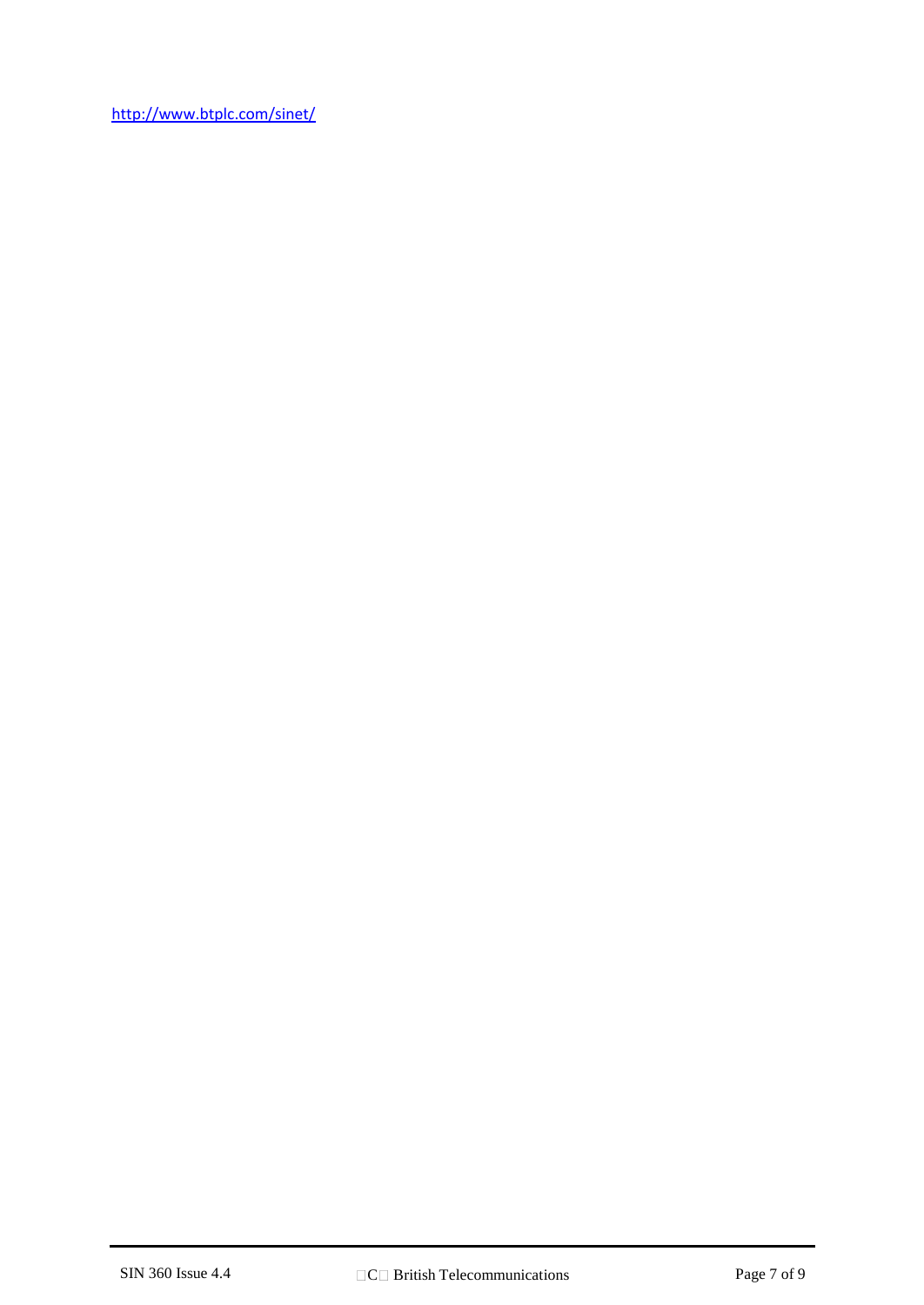http://www.btplc.com/sinet/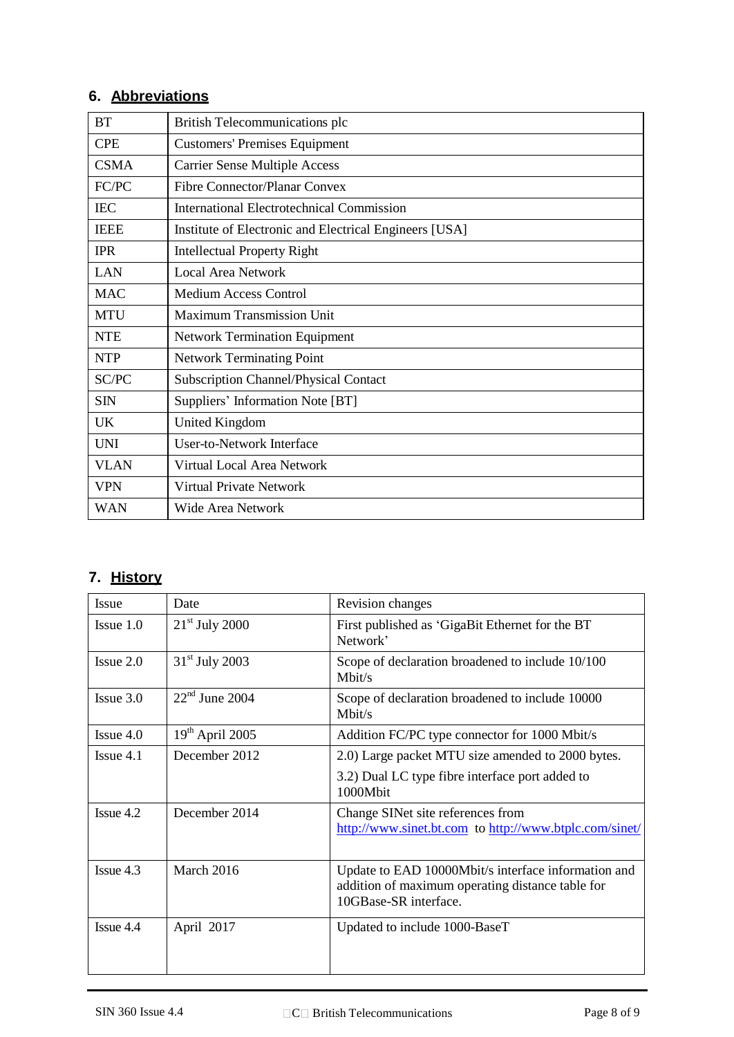## 6. Abbreviations

| | |
|---|---|
| BT | British Telecommunications plc |
| CPE | Customers' Premises Equipment |
| CSMA | Carrier Sense Multiple Access |
| FC/PC | Fibre Connector/Planar Convex |
| IEC | International Electrotechnical Commission |
| IEEE | Institute of Electronic and Electrical Engineers [USA] |
| IPR | Intellectual Property Right |
| LAN | Local Area Network |
| MAC | Medium Access Control |
| MTU | Maximum Transmission Unit |
| NTE | Network Termination Equipment |
| NTP | Network Terminating Point |
| SC/PC | Subscription Channel/Physical Contact |
| SIN | Suppliers' Information Note [BT] |
| UK | United Kingdom |
| UNI | User-to-Network Interface |
| VLAN | Virtual Local Area Network |
| VPN | Virtual Private Network |
| WAN | Wide Area Network |

## 7. History

| Issue | Date | Revision changes |
|---|---|---|
| Issue 1.0 | 21st July 2000 | First published as 'GigaBit Ethernet for the BT Network' |
| Issue 2.0 | 31st July 2003 | Scope of declaration broadened to include 10/100 Mbit/s |
| Issue 3.0 | 22nd June 2004 | Scope of declaration broadened to include 10000 Mbit/s |
| Issue 4.0 | 19th April 2005 | Addition FC/PC type connector for 1000 Mbit/s |
| Issue 4.1 | December 2012 | 2.0) Large packet MTU size amended to 2000 bytes.<br>3.2) Dual LC type fibre interface port added to 1000Mbit |
| Issue 4.2 | December 2014 | Change SINet site references from http://www.sinet.bt.com to http://www.btplc.com/sinet/ |
| Issue 4.3 | March 2016 | Update to EAD 10000Mbit/s interface information and addition of maximum operating distance table for 10GBase-SR interface. |
| Issue 4.4 | April 2017 | Updated to include 1000-BaseT |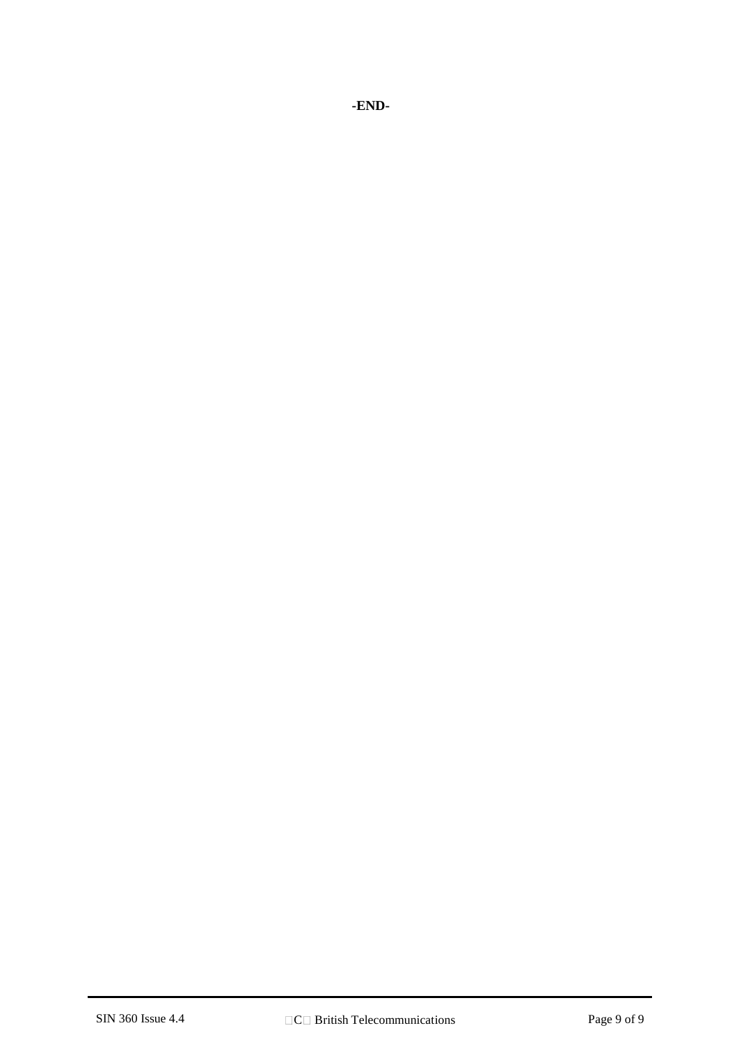**-END-**